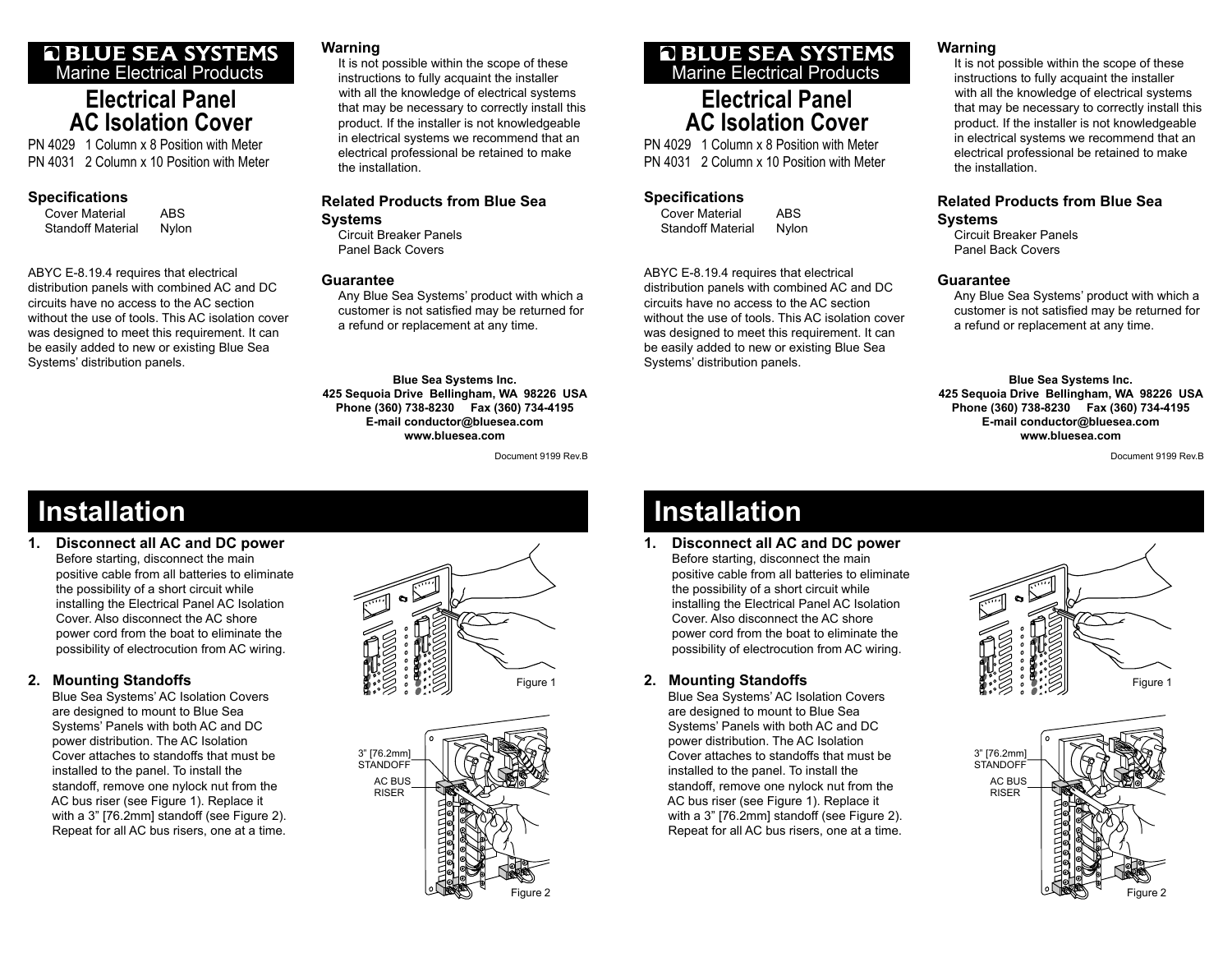# BLUE SEA SYSTEMS

Marine Electrical Products

# Electrical Panel AC Isolation Cover

PN 4029 1 Column x 8 Position with Meter
PN 4031 2 Column x 10 Position with Meter

## Specifications

| | |
|---|---|
| Cover Material | ABS |
| Standoff Material | Nylon |

ABYC E-8.19.4 requires that electrical distribution panels with combined AC and DC circuits have no access to the AC section without the use of tools. This AC isolation cover was designed to meet this requirement. It can be easily added to new or existing Blue Sea Systems' distribution panels.

## Warning

It is not possible within the scope of these instructions to fully acquaint the installer with all the knowledge of electrical systems that may be necessary to correctly install this product. If the installer is not knowledgeable in electrical systems we recommend that an electrical professional be retained to make the installation.

## Related Products from Blue Sea Systems

Circuit Breaker Panels
Panel Back Covers

## Guarantee

Any Blue Sea Systems' product with which a customer is not satisfied may be returned for a refund or replacement at any time.

**Blue Sea Systems Inc.**
**425 Sequoia Drive Bellingham, WA 98226 USA**
**Phone (360) 738-8230 Fax (360) 734-4195**
**E-mail conductor@bluesea.com**
**www.bluesea.com**

Document 9199 Rev.B

# Installation

**1. Disconnect all AC and DC power**

Before starting, disconnect the main positive cable from all batteries to eliminate the possibility of a short circuit while installing the Electrical Panel AC Isolation Cover. Also disconnect the AC shore power cord from the boat to eliminate the possibility of electrocution from AC wiring.

**2. Mounting Standoffs**

Blue Sea Systems' AC Isolation Covers are designed to mount to Blue Sea Systems' Panels with both AC and DC power distribution. The AC Isolation Cover attaches to standoffs that must be installed to the panel. To install the standoff, remove one nylock nut from the AC bus riser (see Figure 1). Replace it with a 3" [76.2mm] standoff (see Figure 2). Repeat for all AC bus risers, one at a time.

Figure 1

3" [76.2mm] STANDOFF

AC BUS RISER

Figure 2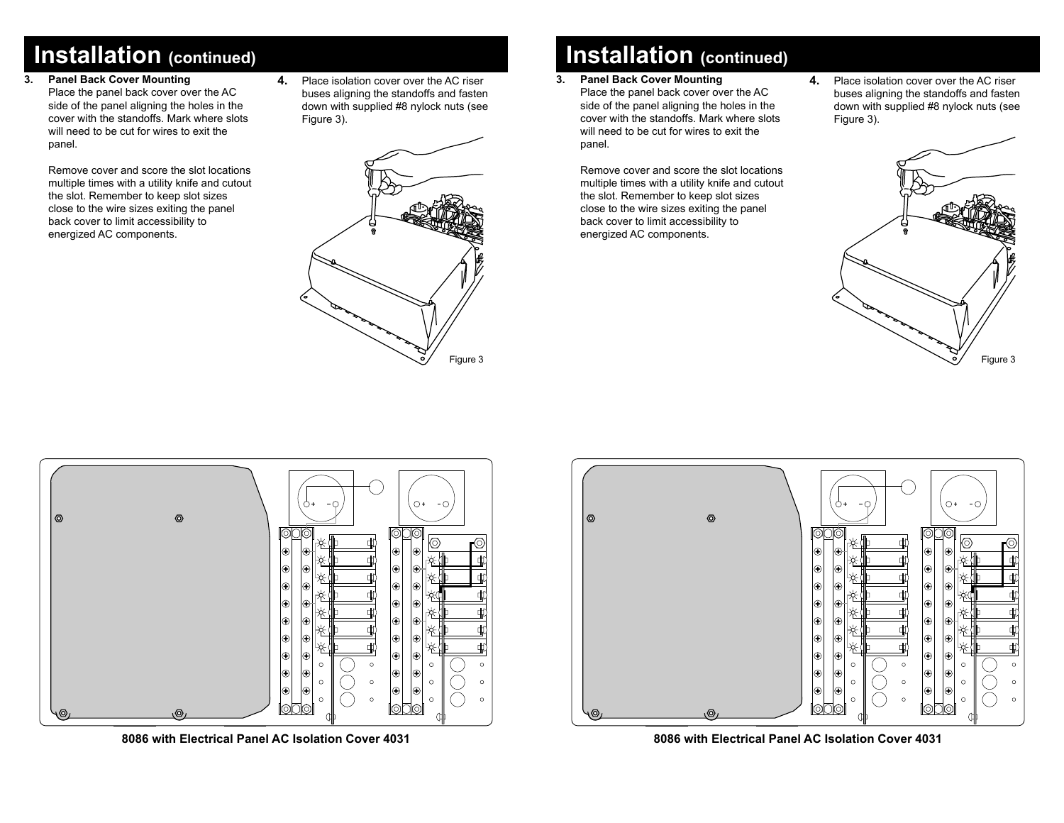# Installation (continued)

3. **Panel Back Cover Mounting**
   Place the panel back cover over the AC side of the panel aligning the holes in the cover with the standoffs. Mark where slots will need to be cut for wires to exit the panel.

   Remove cover and score the slot locations multiple times with a utility knife and cutout the slot. Remember to keep slot sizes close to the wire sizes exiting the panel back cover to limit accessibility to energized AC components.

4. Place isolation cover over the AC riser buses aligning the standoffs and fasten down with supplied #8 nylock nuts (see Figure 3).

Figure 3

8086 with Electrical Panel AC Isolation Cover 4031

# Installation (continued)

3. **Panel Back Cover Mounting**
   Place the panel back cover over the AC side of the panel aligning the holes in the cover with the standoffs. Mark where slots will need to be cut for wires to exit the panel.

   Remove cover and score the slot locations multiple times with a utility knife and cutout the slot. Remember to keep slot sizes close to the wire sizes exiting the panel back cover to limit accessibility to energized AC components.

4. Place isolation cover over the AC riser buses aligning the standoffs and fasten down with supplied #8 nylock nuts (see Figure 3).

Figure 3

8086 with Electrical Panel AC Isolation Cover 4031